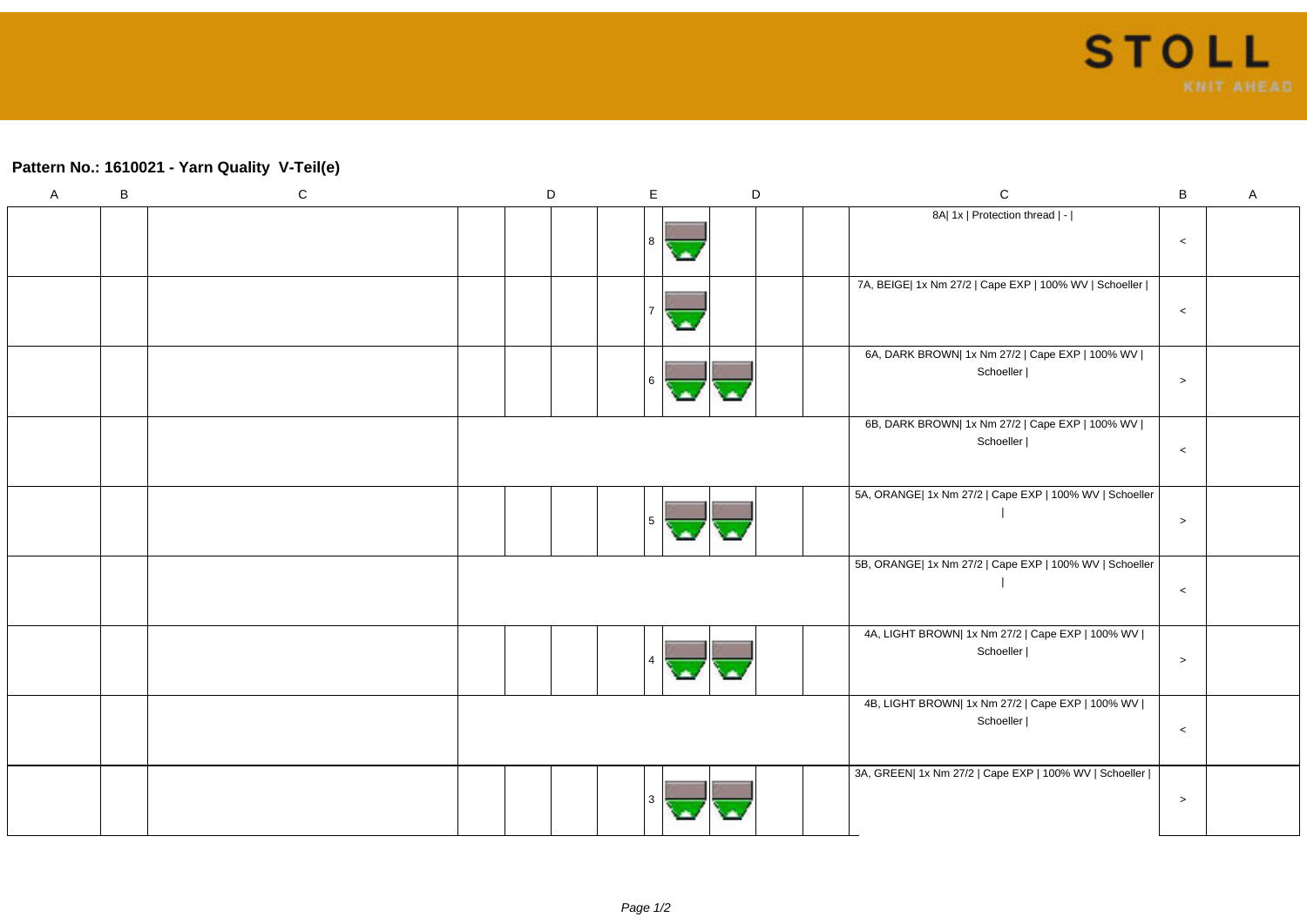## Pattern No.: 1610021 - Yarn Quality V-Teil(e)

| A | B | C | D | | | E | | D | | | C | B | A |
|---|---|---|---|---|---|---|---|---|---|---|---|---|---|
| | | | | | | 8 | | | | | 8A\| 1x \| Protection thread \| - \| | < | |
| | | | | | | 7 | | | | | 7A, BEIGE\| 1x Nm 27/2 \| Cape EXP \| 100% WV \| Schoeller \| | < | |
| | | | | | | 6 | | | | | 6A, DARK BROWN\| 1x Nm 27/2 \| Cape EXP \| 100% WV \| Schoeller \| | > | |
| | | | | | | | | | | | 6B, DARK BROWN\| 1x Nm 27/2 \| Cape EXP \| 100% WV \| Schoeller \| | < | |
| | | | | | | 5 | | | | | 5A, ORANGE\| 1x Nm 27/2 \| Cape EXP \| 100% WV \| Schoeller \| | > | |
| | | | | | | | | | | | 5B, ORANGE\| 1x Nm 27/2 \| Cape EXP \| 100% WV \| Schoeller \| | < | |
| | | | | | | 4 | | | | | 4A, LIGHT BROWN\| 1x Nm 27/2 \| Cape EXP \| 100% WV \| Schoeller \| | > | |
| | | | | | | | | | | | 4B, LIGHT BROWN\| 1x Nm 27/2 \| Cape EXP \| 100% WV \| Schoeller \| | < | |
| | | | | | | 3 | | | | | 3A, GREEN\| 1x Nm 27/2 \| Cape EXP \| 100% WV \| Schoeller \| | > | |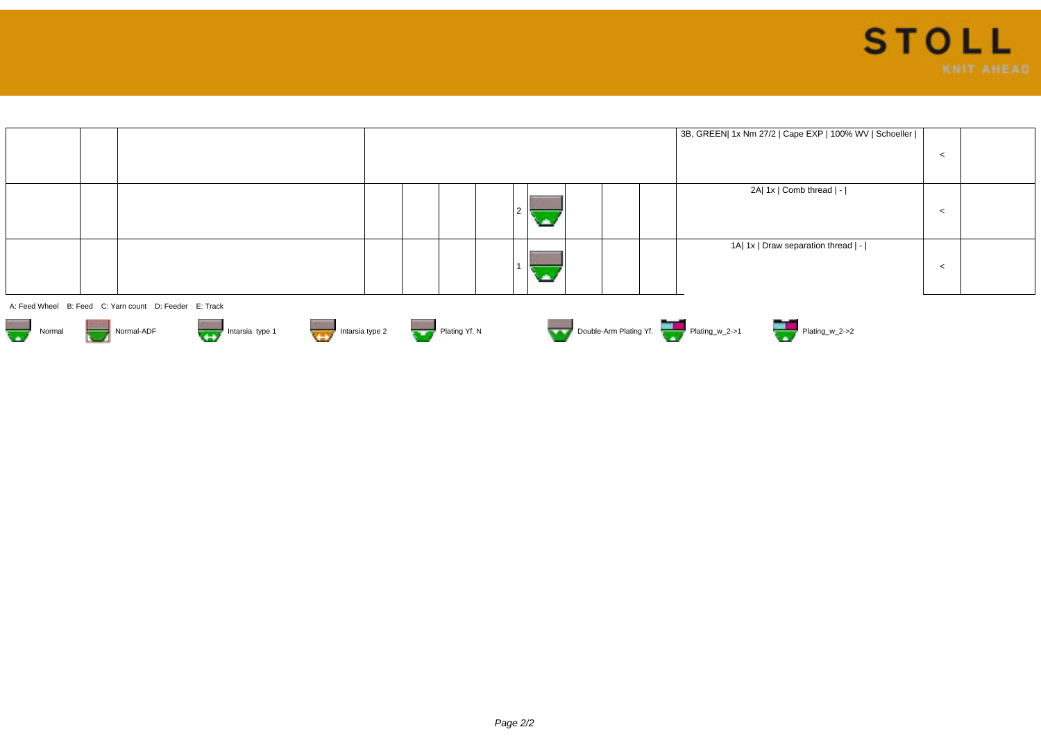| | | | | | | | | | | | | |
|---|---|---|---|---|---|---|---|---|---|---|---|---|
| | | | | | | | | | | 3B, GREEN\| 1x Nm 27/2 \| Cape EXP \| 100% WV \| Schoeller \| | < | |
| | | | | | | 2 | | | | 2A\| 1x \| Comb thread \| - \| | < | |
| | | | | | | 1 | | | | 1A\| 1x \| Draw separation thread \| - \| | < | |

A: Feed Wheel B: Feed C: Yarn count D: Feeder E: Track

Normal Normal-ADF Intarsia type 1 Intarsia type 2 Plating Yf. N Double-Arm Plating Yf. Plating_w_2->1 Plating_w_2->2